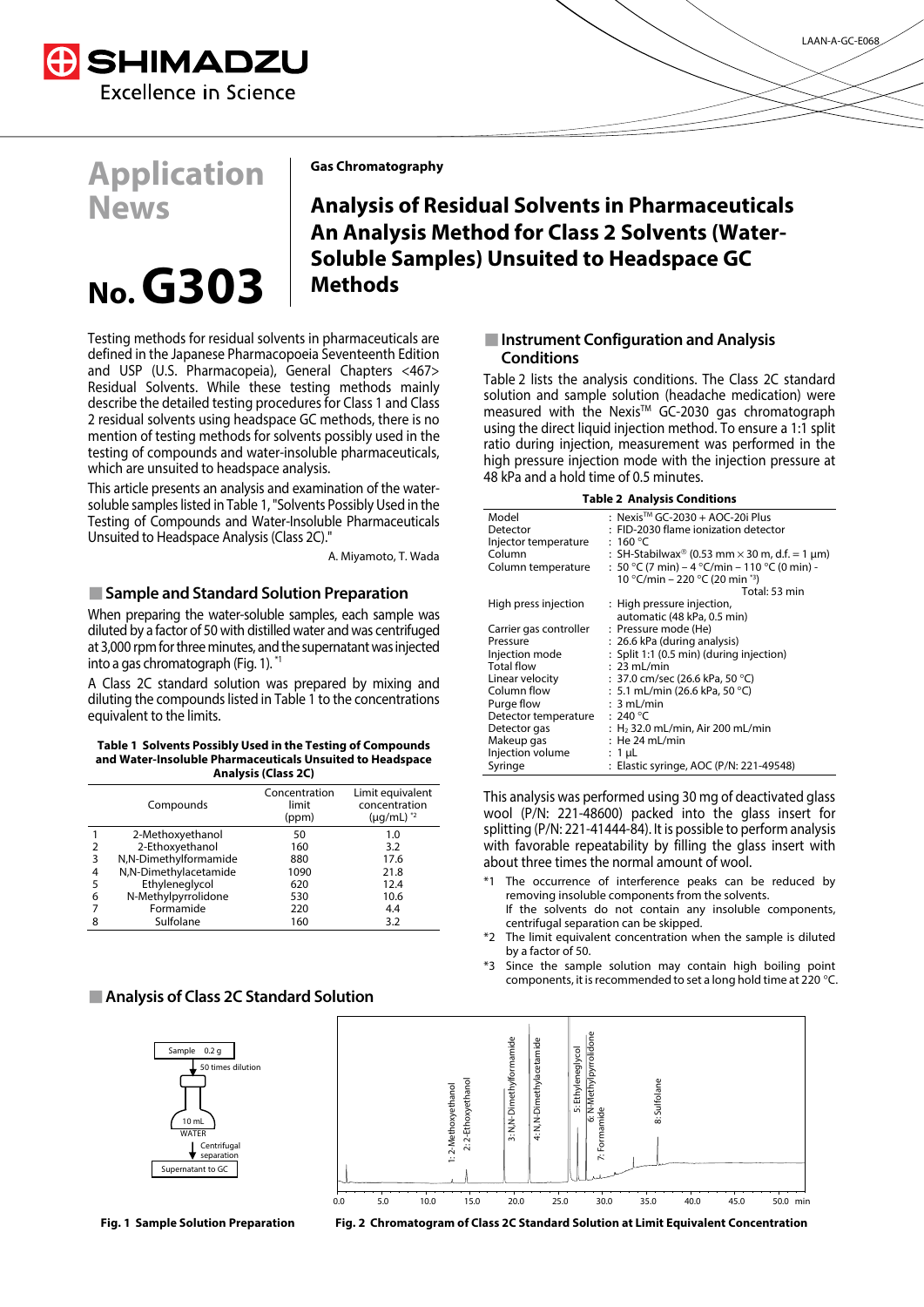# Application News

# No. G303

**Gas Chromatography**

## Analysis of Residual Solvents in Pharmaceuticals An Analysis Method for Class 2 Solvents (Water-Soluble Samples) Unsuited to Headspace GC Methods

Testing methods for residual solvents in pharmaceuticals are defined in the Japanese Pharmacopoeia Seventeenth Edition and USP (U.S. Pharmacopeia), General Chapters <467> Residual Solvents. While these testing methods mainly describe the detailed testing procedures for Class 1 and Class 2 residual solvents using headspace GC methods, there is no mention of testing methods for solvents possibly used in the testing of compounds and water-insoluble pharmaceuticals, which are unsuited to headspace analysis.

This article presents an analysis and examination of the water-soluble samples listed in Table 1, "Solvents Possibly Used in the Testing of Compounds and Water-Insoluble Pharmaceuticals Unsuited to Headspace Analysis (Class 2C)."

A. Miyamoto, T. Wada

## Sample and Standard Solution Preparation

When preparing the water-soluble samples, each sample was diluted by a factor of 50 with distilled water and was centrifuged at 3,000 rpm for three minutes, and the supernatant was injected into a gas chromatograph (Fig. 1). *1

A Class 2C standard solution was prepared by mixing and diluting the compounds listed in Table 1 to the concentrations equivalent to the limits.

**Table 1 Solvents Possibly Used in the Testing of Compounds and Water-Insoluble Pharmaceuticals Unsuited to Headspace Analysis (Class 2C)**

| | Compounds | Concentration limit (ppm) | Limit equivalent concentration (μg/mL) *2 |
|---|---|---|---|
| 1 | 2-Methoxyethanol | 50 | 1.0 |
| 2 | 2-Ethoxyethanol | 160 | 3.2 |
| 3 | N,N-Dimethylformamide | 880 | 17.6 |
| 4 | N,N-Dimethylacetamide | 1090 | 21.8 |
| 5 | Ethyleneglycol | 620 | 12.4 |
| 6 | N-Methylpyrrolidone | 530 | 10.6 |
| 7 | Formamide | 220 | 4.4 |
| 8 | Sulfolane | 160 | 3.2 |

## Instrument Configuration and Analysis Conditions

Table 2 lists the analysis conditions. The Class 2C standard solution and sample solution (headache medication) were measured with the Nexis™ GC-2030 gas chromatograph using the direct liquid injection method. To ensure a 1:1 split ratio during injection, measurement was performed in the high pressure injection mode with the injection pressure at 48 kPa and a hold time of 0.5 minutes.

**Table 2 Analysis Conditions**

| | |
|---|---|
| Model | : Nexis™ GC-2030 + AOC-20i Plus |
| Detector | : FID-2030 flame ionization detector |
| Injector temperature | : 160 °C |
| Column | : SH-Stabilwax® (0.53 mm × 30 m, d.f. = 1 μm) |
| Column temperature | : 50 °C (7 min) – 4 °C/min – 110 °C (0 min) - 10 °C/min – 220 °C (20 min *3) Total: 53 min |
| High press injection | : High pressure injection, automatic (48 kPa, 0.5 min) |
| Carrier gas controller | : Pressure mode (He) |
| Pressure | : 26.6 kPa (during analysis) |
| Injection mode | : Split 1:1 (0.5 min) (during injection) |
| Total flow | : 23 mL/min |
| Linear velocity | : 37.0 cm/sec (26.6 kPa, 50 °C) |
| Column flow | : 5.1 mL/min (26.6 kPa, 50 °C) |
| Purge flow | : 3 mL/min |
| Detector temperature | : 240 °C |
| Detector gas | : $H_2$ 32.0 mL/min, Air 200 mL/min |
| Makeup gas | : He 24 mL/min |
| Injection volume | : 1 μL |
| Syringe | : Elastic syringe, AOC (P/N: 221-49548) |

This analysis was performed using 30 mg of deactivated glass wool (P/N: 221-48600) packed into the glass insert for splitting (P/N: 221-41444-84). It is possible to perform analysis with favorable repeatability by filling the glass insert with about three times the normal amount of wool.

*1 The occurrence of interference peaks can be reduced by removing insoluble components from the solvents. If the solvents do not contain any insoluble components, centrifugal separation can be skipped.

*2 The limit equivalent concentration when the sample is diluted by a factor of 50.

*3 Since the sample solution may contain high boiling point components, it is recommended to set a long hold time at 220 °C.

## Analysis of Class 2C Standard Solution

Sample 0.2 g → 50 times dilution → 10 mL WATER → Centrifugal separation → Supernatant to GC

**Fig. 1 Sample Solution Preparation**

Peaks: 1: 2-Methoxyethanol, 2: 2-Ethoxyethanol, 3: N,N-Dimethylformamide, 4: N,N-Dimethylacetamide, 5: Ethyleneglycol, 6: N-Methylpyrrolidone, 7: Formamide, 8: Sulfolane (x-axis 0.0–50.0 min)

**Fig. 2 Chromatogram of Class 2C Standard Solution at Limit Equivalent Concentration**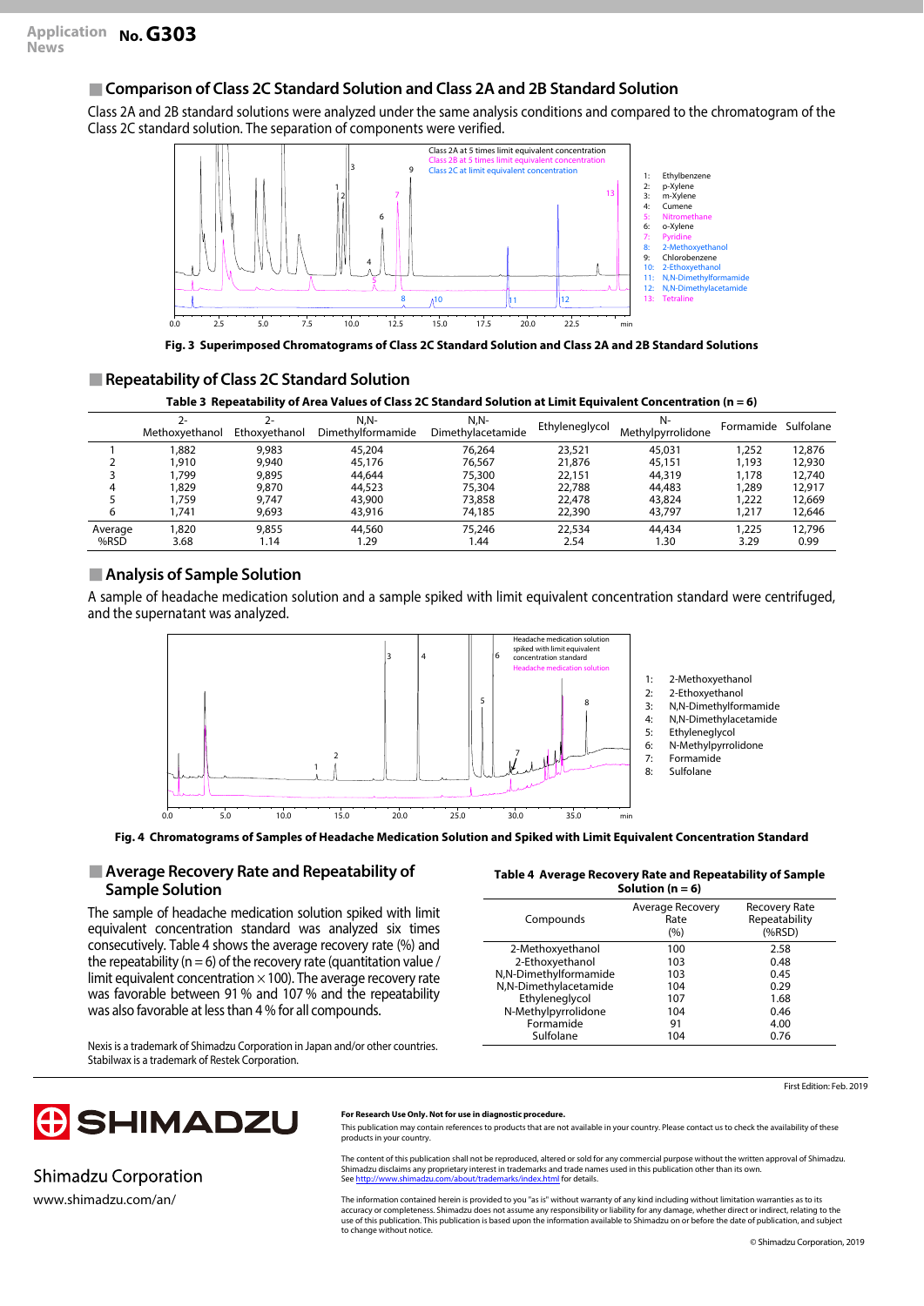## Comparison of Class 2C Standard Solution and Class 2A and 2B Standard Solution

Class 2A and 2B standard solutions were analyzed under the same analysis conditions and compared to the chromatogram of the Class 2C standard solution. The separation of components were verified.

Class 2A at 5 times limit equivalent concentration
Class 2B at 5 times limit equivalent concentration
Class 2C at limit equivalent concentration

0.0 2.5 5.0 7.5 10.0 12.5 15.0 17.5 20.0 22.5 min

1: Ethylbenzene
2: p-Xylene
3: m-Xylene
4: Cumene
5: Nitromethane
6: o-Xylene
7: Pyridine
8: 2-Methoxyethanol
9: Chlorobenzene
10: 2-Ethoxyethanol
11: N,N-Dimethylformamide
12: N,N-Dimethylacetamide
13: Tetraline

**Fig. 3 Superimposed Chromatograms of Class 2C Standard Solution and Class 2A and 2B Standard Solutions**

## Repeatability of Class 2C Standard Solution

**Table 3 Repeatability of Area Values of Class 2C Standard Solution at Limit Equivalent Concentration (n = 6)**

| | 2-Methoxyethanol | 2-Ethoxyethanol | N,N-Dimethylformamide | N,N-Dimethylacetamide | Ethyleneglycol | N-Methylpyrrolidone | Formamide | Sulfolane |
|---|---|---|---|---|---|---|---|---|
| 1 | 1,882 | 9,983 | 45,204 | 76,264 | 23,521 | 45,031 | 1,252 | 12,876 |
| 2 | 1,910 | 9,940 | 45,176 | 76,567 | 21,876 | 45,151 | 1,193 | 12,930 |
| 3 | 1,799 | 9,895 | 44,644 | 75,300 | 22,151 | 44,319 | 1,178 | 12,740 |
| 4 | 1,829 | 9,870 | 44,523 | 75,304 | 22,788 | 44,483 | 1,289 | 12,917 |
| 5 | 1,759 | 9,747 | 43,900 | 73,858 | 22,478 | 43,824 | 1,222 | 12,669 |
| 6 | 1,741 | 9,693 | 43,916 | 74,185 | 22,390 | 43,797 | 1,217 | 12,646 |
| Average | 1,820 | 9,855 | 44,560 | 75,246 | 22,534 | 44,434 | 1,225 | 12,796 |
| %RSD | 3.68 | 1.14 | 1.29 | 1.44 | 2.54 | 1.30 | 3.29 | 0.99 |

## Analysis of Sample Solution

A sample of headache medication solution and a sample spiked with limit equivalent concentration standard were centrifuged, and the supernatant was analyzed.

Headache medication solution spiked with limit equivalent concentration standard
Headache medication solution

0.0 5.0 10.0 15.0 20.0 25.0 30.0 35.0 min

1: 2-Methoxyethanol
2: 2-Ethoxyethanol
3: N,N-Dimethylformamide
4: N,N-Dimethylacetamide
5: Ethyleneglycol
6: N-Methylpyrrolidone
7: Formamide
8: Sulfolane

**Fig. 4 Chromatograms of Samples of Headache Medication Solution and Spiked with Limit Equivalent Concentration Standard**

## Average Recovery Rate and Repeatability of Sample Solution

The sample of headache medication solution spiked with limit equivalent concentration standard was analyzed six times consecutively. Table 4 shows the average recovery rate (%) and the repeatability (n = 6) of the recovery rate (quantitation value / limit equivalent concentration × 100). The average recovery rate was favorable between 91 % and 107 % and the repeatability was also favorable at less than 4 % for all compounds.

**Table 4 Average Recovery Rate and Repeatability of Sample Solution (n = 6)**

| Compounds | Average Recovery Rate (%) | Recovery Rate Repeatability (%RSD) |
|---|---|---|
| 2-Methoxyethanol | 100 | 2.58 |
| 2-Ethoxyethanol | 103 | 0.48 |
| N,N-Dimethylformamide | 103 | 0.45 |
| N,N-Dimethylacetamide | 104 | 0.29 |
| Ethyleneglycol | 107 | 1.68 |
| N-Methylpyrrolidone | 104 | 0.46 |
| Formamide | 91 | 4.00 |
| Sulfolane | 104 | 0.76 |

Nexis is a trademark of Shimadzu Corporation in Japan and/or other countries.
Stabilwax is a trademark of Restek Corporation.

First Edition: Feb. 2019

SHIMADZU

Shimadzu Corporation
www.shimadzu.com/an/

**For Research Use Only. Not for use in diagnostic procedure.**
This publication may contain references to products that are not available in your country. Please contact us to check the availability of these products in your country.

The content of this publication shall not be reproduced, altered or sold for any commercial purpose without the written approval of Shimadzu. Shimadzu disclaims any proprietary interest in trademarks and trade names used in this publication other than its own. See http://www.shimadzu.com/about/trademarks/index.html for details.

The information contained herein is provided to you "as is" without warranty of any kind including without limitation warranties as to its accuracy or completeness. Shimadzu does not assume any responsibility or liability for any damage, whether direct or indirect, relating to the use of this publication. This publication is based upon the information available to Shimadzu on or before the date of publication, and subject to change without notice.

© Shimadzu Corporation, 2019